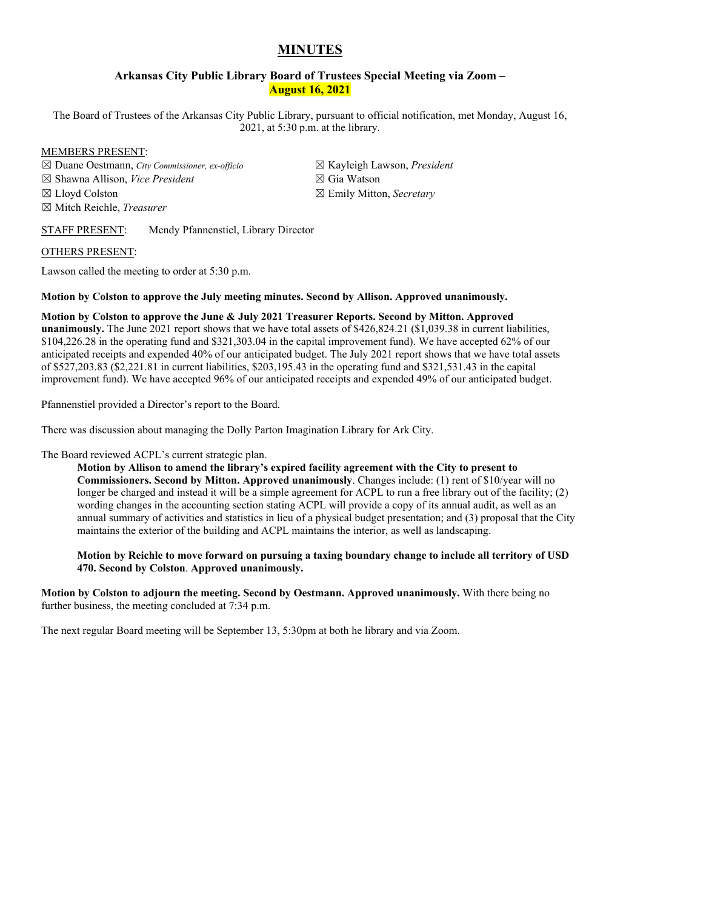# MINUTES

### Arkansas City Public Library Board of Trustees Special Meeting via Zoom – August 16, 2021

The Board of Trustees of the Arkansas City Public Library, pursuant to official notification, met Monday, August 16, 2021, at 5:30 p.m. at the library.

MEMBERS PRESENT:

- ☒ Duane Oestmann, *City Commissioner, ex-officio*
- ☒ Shawna Allison, *Vice President*
- ☒ Lloyd Colston
- ☒ Mitch Reichle, *Treasurer*
- ☒ Kayleigh Lawson, *President*
- ☒ Gia Watson
- ☒ Emily Mitton, *Secretary*

STAFF PRESENT: Mendy Pfannenstiel, Library Director

OTHERS PRESENT:

Lawson called the meeting to order at 5:30 p.m.

**Motion by Colston to approve the July meeting minutes. Second by Allison. Approved unanimously.**

**Motion by Colston to approve the June & July 2021 Treasurer Reports. Second by Mitton. Approved unanimously.** The June 2021 report shows that we have total assets of $426,824.21 ($1,039.38 in current liabilities, $104,226.28 in the operating fund and $321,303.04 in the capital improvement fund). We have accepted 62% of our anticipated receipts and expended 40% of our anticipated budget. The July 2021 report shows that we have total assets of $527,203.83 ($2,221.81 in current liabilities, $203,195.43 in the operating fund and $321,531.43 in the capital improvement fund). We have accepted 96% of our anticipated receipts and expended 49% of our anticipated budget.

Pfannenstiel provided a Director's report to the Board.

There was discussion about managing the Dolly Parton Imagination Library for Ark City.

The Board reviewed ACPL's current strategic plan.

**Motion by Allison to amend the library's expired facility agreement with the City to present to Commissioners. Second by Mitton. Approved unanimously**. Changes include: (1) rent of $10/year will no longer be charged and instead it will be a simple agreement for ACPL to run a free library out of the facility; (2) wording changes in the accounting section stating ACPL will provide a copy of its annual audit, as well as an annual summary of activities and statistics in lieu of a physical budget presentation; and (3) proposal that the City maintains the exterior of the building and ACPL maintains the interior, as well as landscaping.

**Motion by Reichle to move forward on pursuing a taxing boundary change to include all territory of USD 470. Second by Colston**. **Approved unanimously.**

**Motion by Colston to adjourn the meeting. Second by Oestmann. Approved unanimously.** With there being no further business, the meeting concluded at 7:34 p.m.

The next regular Board meeting will be September 13, 5:30pm at both he library and via Zoom.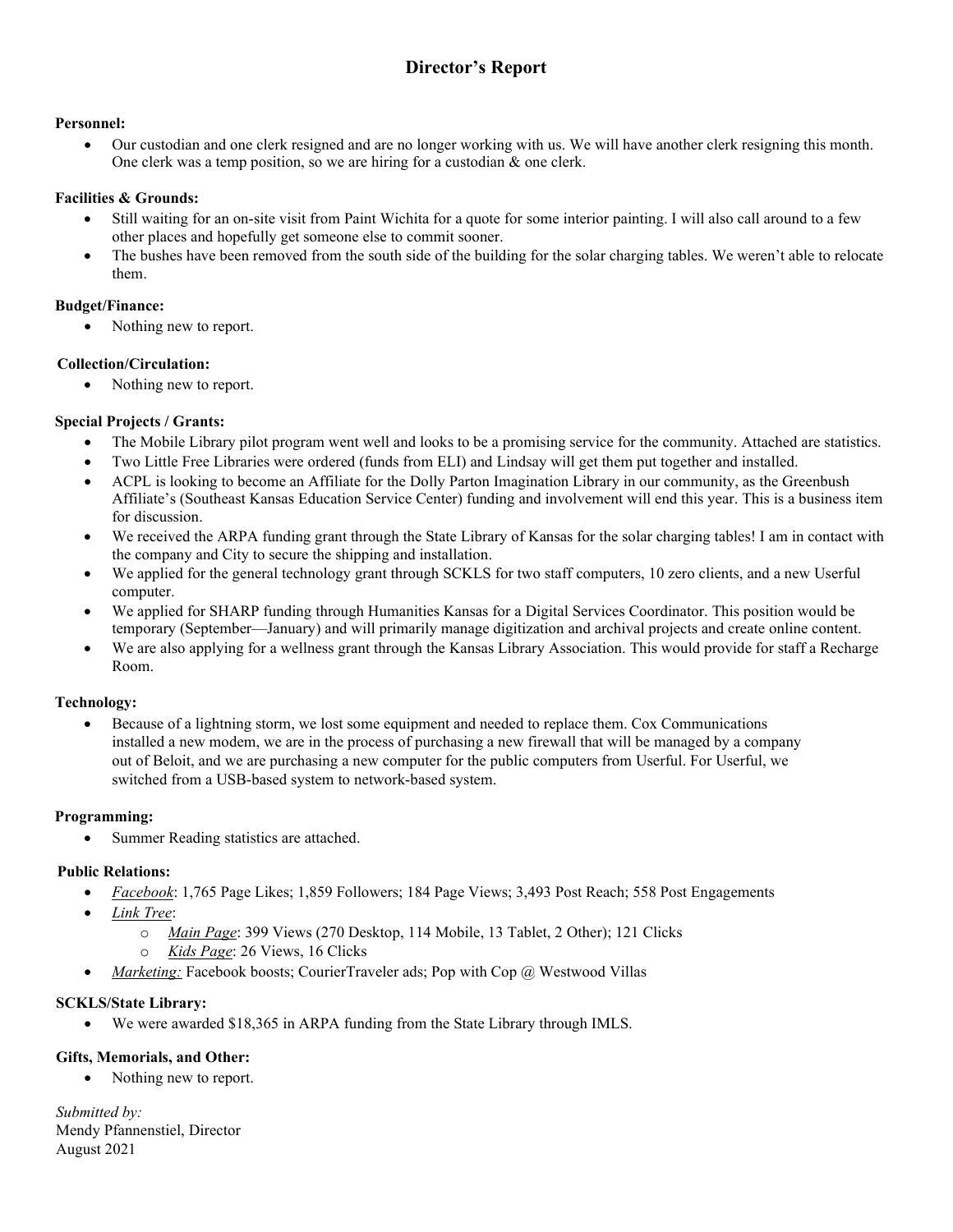# Director's Report

**Personnel:**

- Our custodian and one clerk resigned and are no longer working with us. We will have another clerk resigning this month. One clerk was a temp position, so we are hiring for a custodian & one clerk.

**Facilities & Grounds:**

- Still waiting for an on-site visit from Paint Wichita for a quote for some interior painting. I will also call around to a few other places and hopefully get someone else to commit sooner.
- The bushes have been removed from the south side of the building for the solar charging tables. We weren't able to relocate them.

**Budget/Finance:**

- Nothing new to report.

**Collection/Circulation:**

- Nothing new to report.

**Special Projects / Grants:**

- The Mobile Library pilot program went well and looks to be a promising service for the community. Attached are statistics.
- Two Little Free Libraries were ordered (funds from ELI) and Lindsay will get them put together and installed.
- ACPL is looking to become an Affiliate for the Dolly Parton Imagination Library in our community, as the Greenbush Affiliate's (Southeast Kansas Education Service Center) funding and involvement will end this year. This is a business item for discussion.
- We received the ARPA funding grant through the State Library of Kansas for the solar charging tables! I am in contact with the company and City to secure the shipping and installation.
- We applied for the general technology grant through SCKLS for two staff computers, 10 zero clients, and a new Userful computer.
- We applied for SHARP funding through Humanities Kansas for a Digital Services Coordinator. This position would be temporary (September—January) and will primarily manage digitization and archival projects and create online content.
- We are also applying for a wellness grant through the Kansas Library Association. This would provide for staff a Recharge Room.

**Technology:**

- Because of a lightning storm, we lost some equipment and needed to replace them. Cox Communications installed a new modem, we are in the process of purchasing a new firewall that will be managed by a company out of Beloit, and we are purchasing a new computer for the public computers from Userful. For Userful, we switched from a USB-based system to network-based system.

**Programming:**

- Summer Reading statistics are attached.

**Public Relations:**

- *Facebook*: 1,765 Page Likes; 1,859 Followers; 184 Page Views; 3,493 Post Reach; 558 Post Engagements
- *Link Tree*:
  - *Main Page*: 399 Views (270 Desktop, 114 Mobile, 13 Tablet, 2 Other); 121 Clicks
  - *Kids Page*: 26 Views, 16 Clicks
- *Marketing:* Facebook boosts; CourierTraveler ads; Pop with Cop @ Westwood Villas

**SCKLS/State Library:**

- We were awarded $18,365 in ARPA funding from the State Library through IMLS.

**Gifts, Memorials, and Other:**

- Nothing new to report.

*Submitted by:*
Mendy Pfannenstiel, Director
August 2021